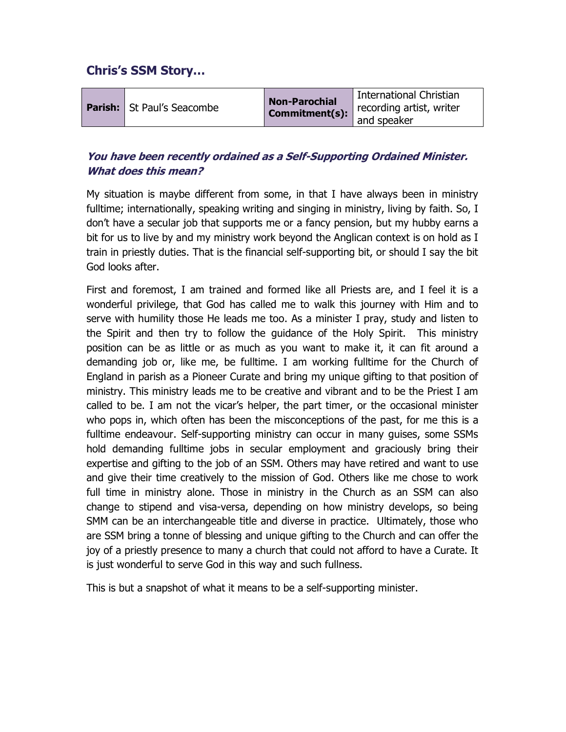## Chris's SSM Story…

| Parish: | St Paul's Seacombe | Non-Parochial Commitment(s): | International Christian recording artist, writer and speaker |
|---|---|---|---|

### *You have been recently ordained as a Self-Supporting Ordained Minister. What does this mean?*

My situation is maybe different from some, in that I have always been in ministry fulltime; internationally, speaking writing and singing in ministry, living by faith. So, I don't have a secular job that supports me or a fancy pension, but my hubby earns a bit for us to live by and my ministry work beyond the Anglican context is on hold as I train in priestly duties. That is the financial self-supporting bit, or should I say the bit God looks after.

First and foremost, I am trained and formed like all Priests are, and I feel it is a wonderful privilege, that God has called me to walk this journey with Him and to serve with humility those He leads me too. As a minister I pray, study and listen to the Spirit and then try to follow the guidance of the Holy Spirit. This ministry position can be as little or as much as you want to make it, it can fit around a demanding job or, like me, be fulltime. I am working fulltime for the Church of England in parish as a Pioneer Curate and bring my unique gifting to that position of ministry. This ministry leads me to be creative and vibrant and to be the Priest I am called to be. I am not the vicar's helper, the part timer, or the occasional minister who pops in, which often has been the misconceptions of the past, for me this is a fulltime endeavour. Self-supporting ministry can occur in many guises, some SSMs hold demanding fulltime jobs in secular employment and graciously bring their expertise and gifting to the job of an SSM. Others may have retired and want to use and give their time creatively to the mission of God. Others like me chose to work full time in ministry alone. Those in ministry in the Church as an SSM can also change to stipend and visa-versa, depending on how ministry develops, so being SMM can be an interchangeable title and diverse in practice. Ultimately, those who are SSM bring a tonne of blessing and unique gifting to the Church and can offer the joy of a priestly presence to many a church that could not afford to have a Curate. It is just wonderful to serve God in this way and such fullness.

This is but a snapshot of what it means to be a self-supporting minister.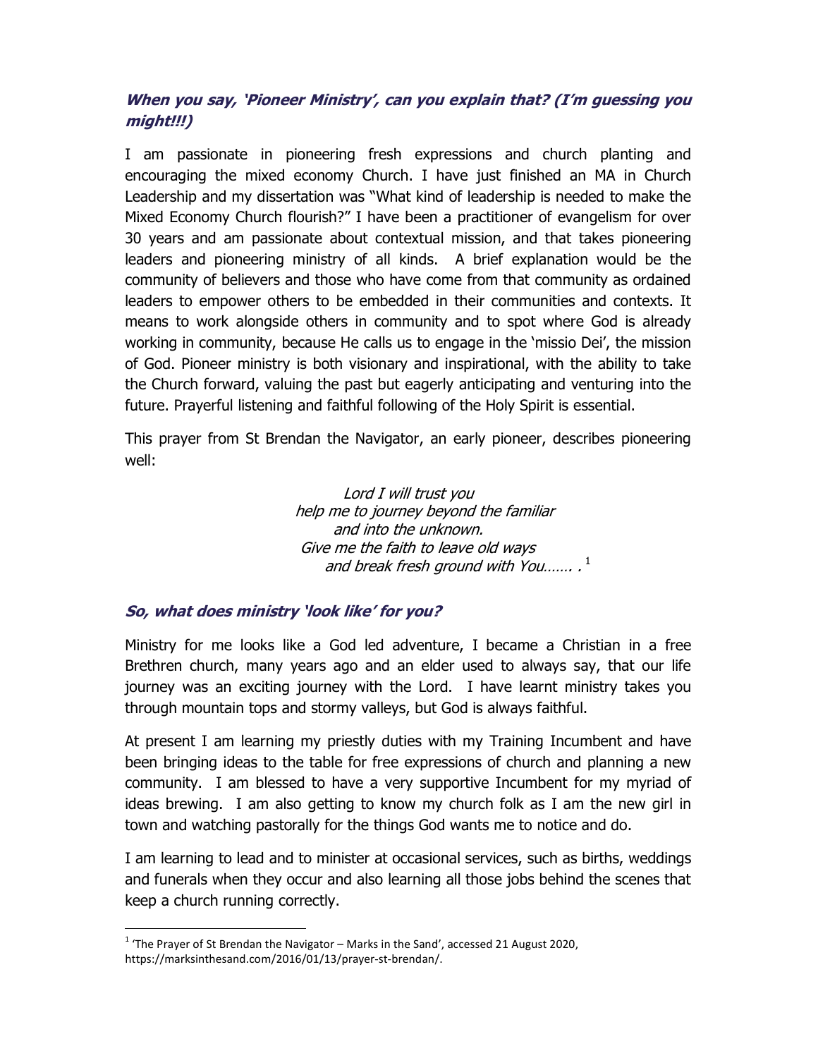### *When you say, 'Pioneer Ministry', can you explain that? (I'm guessing you might!!!)*

I am passionate in pioneering fresh expressions and church planting and encouraging the mixed economy Church. I have just finished an MA in Church Leadership and my dissertation was "What kind of leadership is needed to make the Mixed Economy Church flourish?" I have been a practitioner of evangelism for over 30 years and am passionate about contextual mission, and that takes pioneering leaders and pioneering ministry of all kinds. A brief explanation would be the community of believers and those who have come from that community as ordained leaders to empower others to be embedded in their communities and contexts. It means to work alongside others in community and to spot where God is already working in community, because He calls us to engage in the 'missio Dei', the mission of God. Pioneer ministry is both visionary and inspirational, with the ability to take the Church forward, valuing the past but eagerly anticipating and venturing into the future. Prayerful listening and faithful following of the Holy Spirit is essential.

This prayer from St Brendan the Navigator, an early pioneer, describes pioneering well:

> *Lord I will trust you*
> *help me to journey beyond the familiar*
> *and into the unknown.*
> *Give me the faith to leave old ways*
> *and break fresh ground with You…… .*[1]

### *So, what does ministry 'look like' for you?*

Ministry for me looks like a God led adventure, I became a Christian in a free Brethren church, many years ago and an elder used to always say, that our life journey was an exciting journey with the Lord. I have learnt ministry takes you through mountain tops and stormy valleys, but God is always faithful.

At present I am learning my priestly duties with my Training Incumbent and have been bringing ideas to the table for free expressions of church and planning a new community. I am blessed to have a very supportive Incumbent for my myriad of ideas brewing. I am also getting to know my church folk as I am the new girl in town and watching pastorally for the things God wants me to notice and do.

I am learning to lead and to minister at occasional services, such as births, weddings and funerals when they occur and also learning all those jobs behind the scenes that keep a church running correctly.

---

[1] 'The Prayer of St Brendan the Navigator – Marks in the Sand', accessed 21 August 2020, https://marksinthesand.com/2016/01/13/prayer-st-brendan/.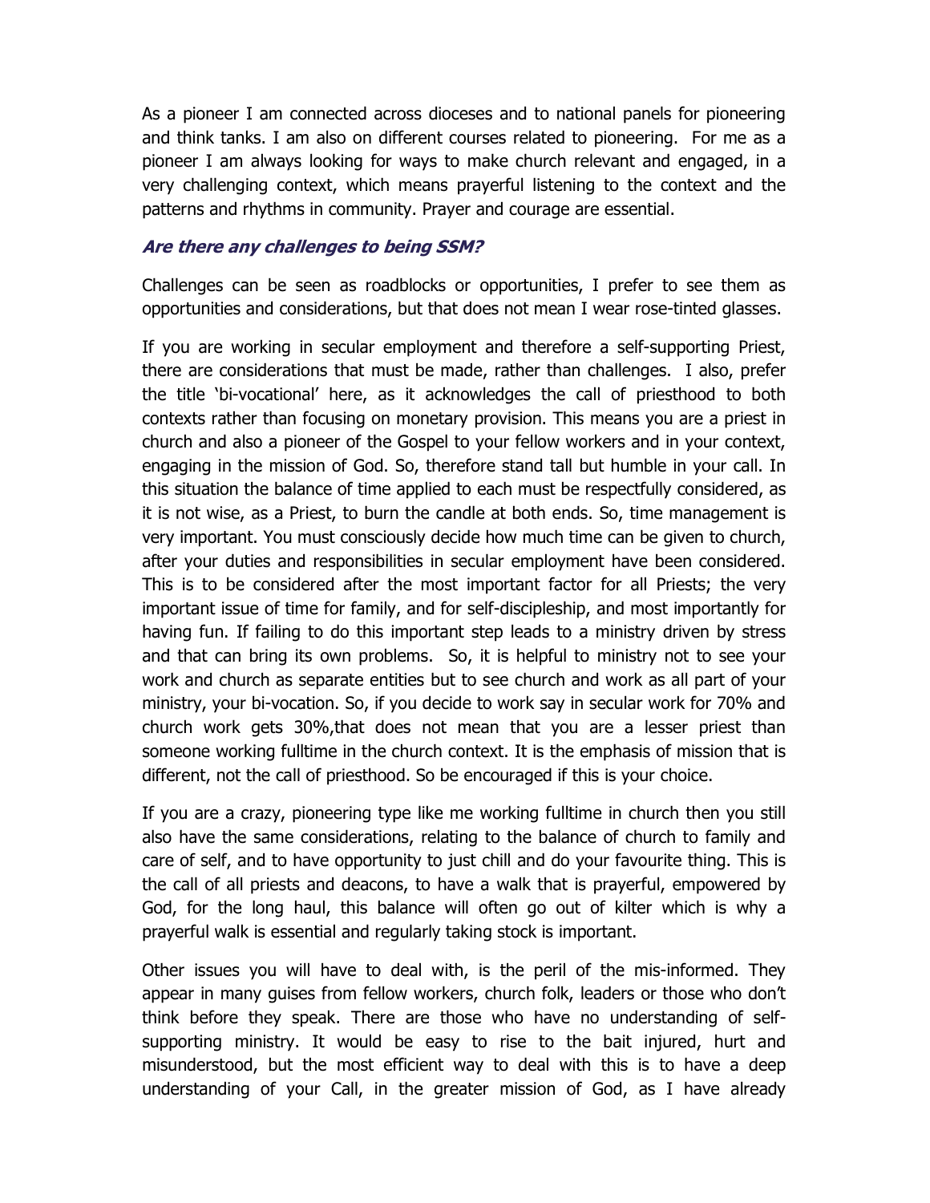As a pioneer I am connected across dioceses and to national panels for pioneering and think tanks. I am also on different courses related to pioneering. For me as a pioneer I am always looking for ways to make church relevant and engaged, in a very challenging context, which means prayerful listening to the context and the patterns and rhythms in community. Prayer and courage are essential.

### ***Are there any challenges to being SSM?***

Challenges can be seen as roadblocks or opportunities, I prefer to see them as opportunities and considerations, but that does not mean I wear rose-tinted glasses.

If you are working in secular employment and therefore a self-supporting Priest, there are considerations that must be made, rather than challenges. I also, prefer the title 'bi-vocational' here, as it acknowledges the call of priesthood to both contexts rather than focusing on monetary provision. This means you are a priest in church and also a pioneer of the Gospel to your fellow workers and in your context, engaging in the mission of God. So, therefore stand tall but humble in your call. In this situation the balance of time applied to each must be respectfully considered, as it is not wise, as a Priest, to burn the candle at both ends. So, time management is very important. You must consciously decide how much time can be given to church, after your duties and responsibilities in secular employment have been considered. This is to be considered after the most important factor for all Priests; the very important issue of time for family, and for self-discipleship, and most importantly for having fun. If failing to do this important step leads to a ministry driven by stress and that can bring its own problems. So, it is helpful to ministry not to see your work and church as separate entities but to see church and work as all part of your ministry, your bi-vocation. So, if you decide to work say in secular work for 70% and church work gets 30%,that does not mean that you are a lesser priest than someone working fulltime in the church context. It is the emphasis of mission that is different, not the call of priesthood. So be encouraged if this is your choice.

If you are a crazy, pioneering type like me working fulltime in church then you still also have the same considerations, relating to the balance of church to family and care of self, and to have opportunity to just chill and do your favourite thing. This is the call of all priests and deacons, to have a walk that is prayerful, empowered by God, for the long haul, this balance will often go out of kilter which is why a prayerful walk is essential and regularly taking stock is important.

Other issues you will have to deal with, is the peril of the mis-informed. They appear in many guises from fellow workers, church folk, leaders or those who don't think before they speak. There are those who have no understanding of self-supporting ministry. It would be easy to rise to the bait injured, hurt and misunderstood, but the most efficient way to deal with this is to have a deep understanding of your Call, in the greater mission of God, as I have already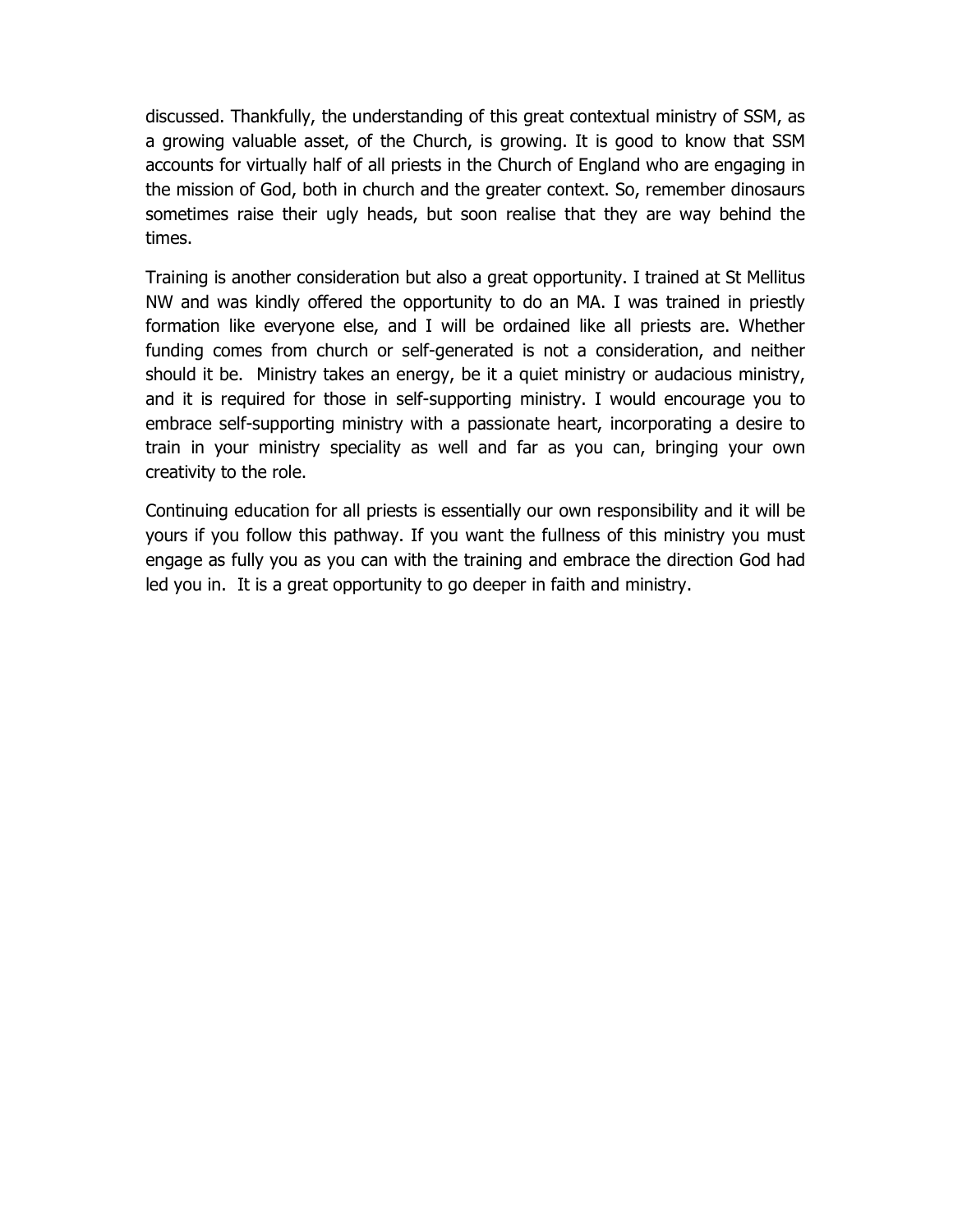discussed. Thankfully, the understanding of this great contextual ministry of SSM, as a growing valuable asset, of the Church, is growing. It is good to know that SSM accounts for virtually half of all priests in the Church of England who are engaging in the mission of God, both in church and the greater context. So, remember dinosaurs sometimes raise their ugly heads, but soon realise that they are way behind the times.

Training is another consideration but also a great opportunity. I trained at St Mellitus NW and was kindly offered the opportunity to do an MA. I was trained in priestly formation like everyone else, and I will be ordained like all priests are. Whether funding comes from church or self-generated is not a consideration, and neither should it be. Ministry takes an energy, be it a quiet ministry or audacious ministry, and it is required for those in self-supporting ministry. I would encourage you to embrace self-supporting ministry with a passionate heart, incorporating a desire to train in your ministry speciality as well and far as you can, bringing your own creativity to the role.

Continuing education for all priests is essentially our own responsibility and it will be yours if you follow this pathway. If you want the fullness of this ministry you must engage as fully you as you can with the training and embrace the direction God had led you in. It is a great opportunity to go deeper in faith and ministry.